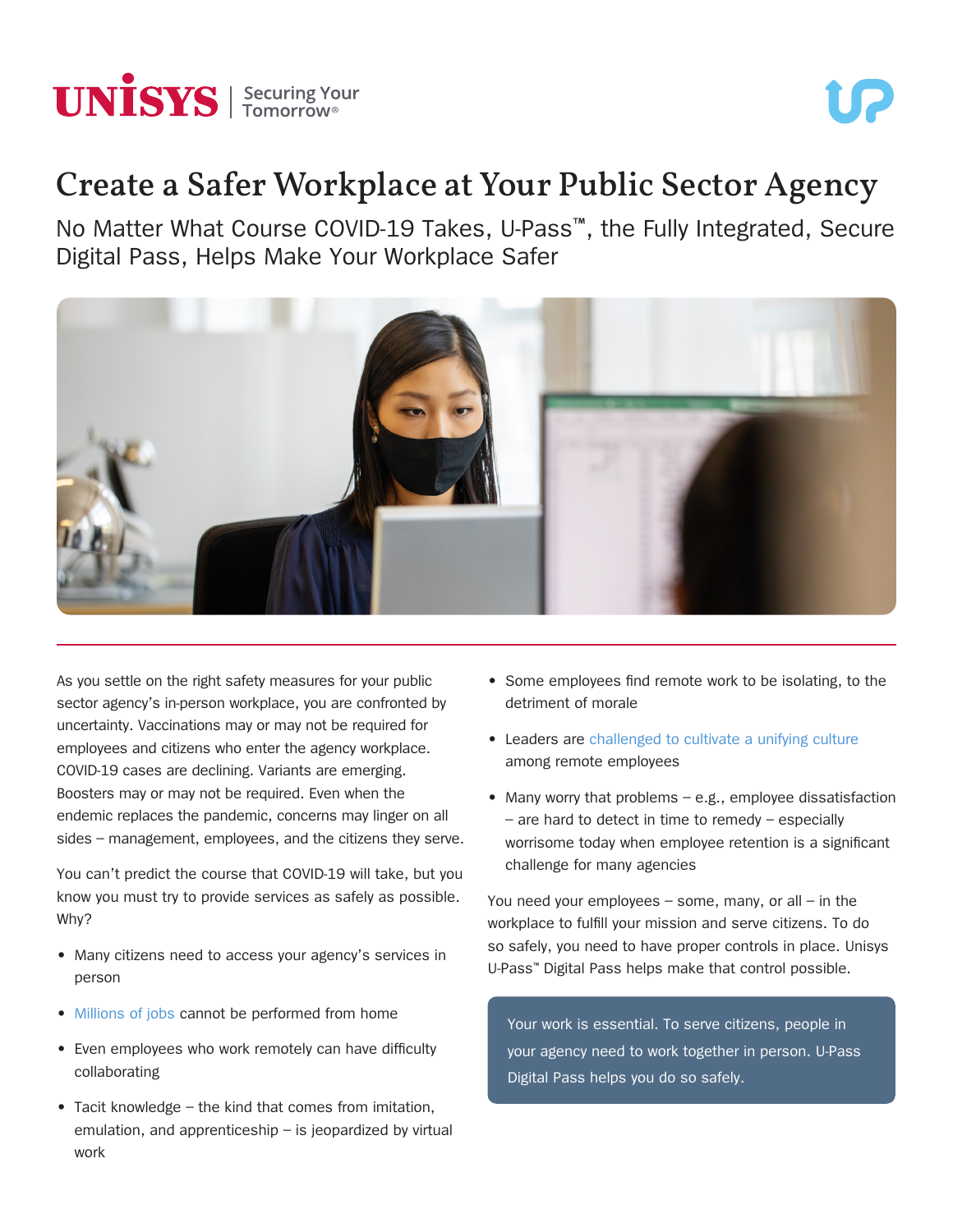# Create a Safer Workplace at Your Public Sector Agency

## No Matter What Course COVID-19 Takes, U-Pass™, the Fully Integrated, Secure Digital Pass, Helps Make Your Workplace Safer

As you settle on the right safety measures for your public sector agency's in-person workplace, you are confronted by uncertainty. Vaccinations may or may not be required for employees and citizens who enter the agency workplace. COVID-19 cases are declining. Variants are emerging. Boosters may or may not be required. Even when the endemic replaces the pandemic, concerns may linger on all sides – management, employees, and the citizens they serve.

You can't predict the course that COVID-19 will take, but you know you must try to provide services as safely as possible. Why?

- Many citizens need to access your agency's services in person
- Millions of jobs cannot be performed from home
- Even employees who work remotely can have difficulty collaborating
- Tacit knowledge – the kind that comes from imitation, emulation, and apprenticeship – is jeopardized by virtual work
- Some employees find remote work to be isolating, to the detriment of morale
- Leaders are challenged to cultivate a unifying culture among remote employees
- Many worry that problems – e.g., employee dissatisfaction – are hard to detect in time to remedy – especially worrisome today when employee retention is a significant challenge for many agencies

You need your employees – some, many, or all – in the workplace to fulfill your mission and serve citizens. To do so safely, you need to have proper controls in place. Unisys U-Pass™ Digital Pass helps make that control possible.

> Your work is essential. To serve citizens, people in your agency need to work together in person. U-Pass Digital Pass helps you do so safely.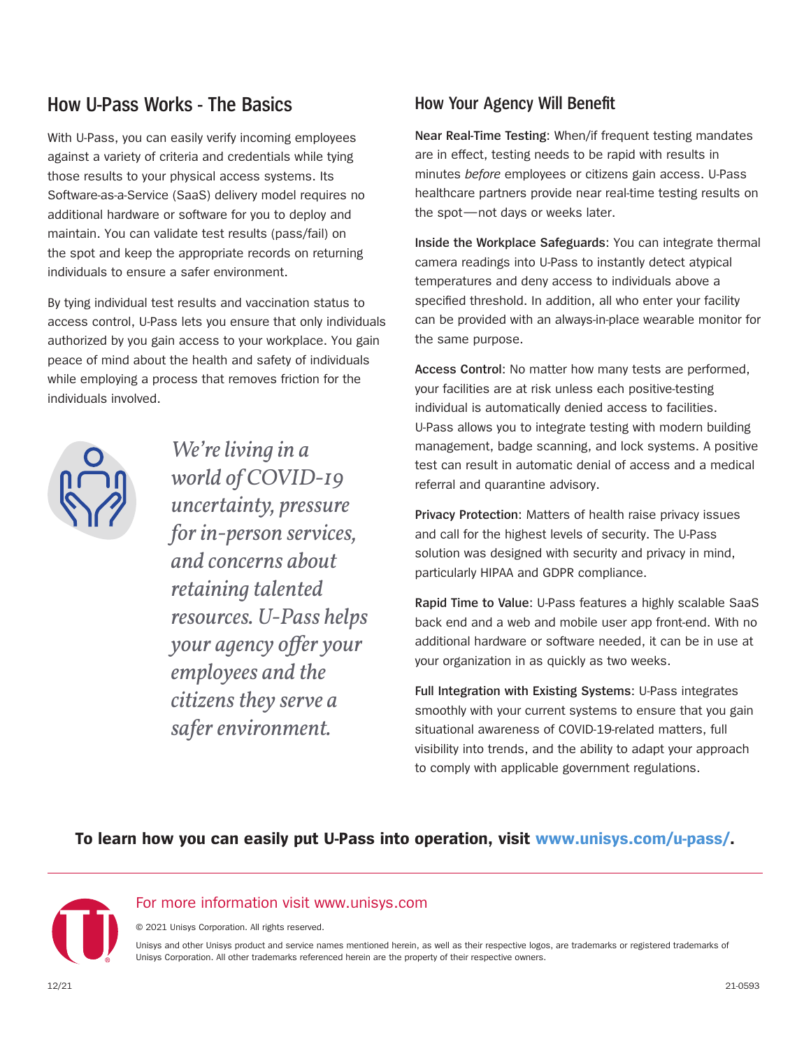## How U-Pass Works - The Basics

With U-Pass, you can easily verify incoming employees against a variety of criteria and credentials while tying those results to your physical access systems. Its Software-as-a-Service (SaaS) delivery model requires no additional hardware or software for you to deploy and maintain. You can validate test results (pass/fail) on the spot and keep the appropriate records on returning individuals to ensure a safer environment.

By tying individual test results and vaccination status to access control, U-Pass lets you ensure that only individuals authorized by you gain access to your workplace. You gain peace of mind about the health and safety of individuals while employing a process that removes friction for the individuals involved.

*We're living in a world of COVID-19 uncertainty, pressure for in-person services, and concerns about retaining talented resources. U-Pass helps your agency offer your employees and the citizens they serve a safer environment.*

## How Your Agency Will Benefit

**Near Real-Time Testing**: When/if frequent testing mandates are in effect, testing needs to be rapid with results in minutes *before* employees or citizens gain access. U-Pass healthcare partners provide near real-time testing results on the spot—not days or weeks later.

**Inside the Workplace Safeguards**: You can integrate thermal camera readings into U-Pass to instantly detect atypical temperatures and deny access to individuals above a specified threshold. In addition, all who enter your facility can be provided with an always-in-place wearable monitor for the same purpose.

**Access Control**: No matter how many tests are performed, your facilities are at risk unless each positive-testing individual is automatically denied access to facilities. U-Pass allows you to integrate testing with modern building management, badge scanning, and lock systems. A positive test can result in automatic denial of access and a medical referral and quarantine advisory.

**Privacy Protection**: Matters of health raise privacy issues and call for the highest levels of security. The U-Pass solution was designed with security and privacy in mind, particularly HIPAA and GDPR compliance.

**Rapid Time to Value**: U-Pass features a highly scalable SaaS back end and a web and mobile user app front-end. With no additional hardware or software needed, it can be in use at your organization in as quickly as two weeks.

**Full Integration with Existing Systems**: U-Pass integrates smoothly with your current systems to ensure that you gain situational awareness of COVID-19-related matters, full visibility into trends, and the ability to adapt your approach to comply with applicable government regulations.

**To learn how you can easily put U-Pass into operation, visit www.unisys.com/u-pass/.**

For more information visit www.unisys.com

© 2021 Unisys Corporation. All rights reserved.

Unisys and other Unisys product and service names mentioned herein, as well as their respective logos, are trademarks or registered trademarks of Unisys Corporation. All other trademarks referenced herein are the property of their respective owners.

12/21

21-0593